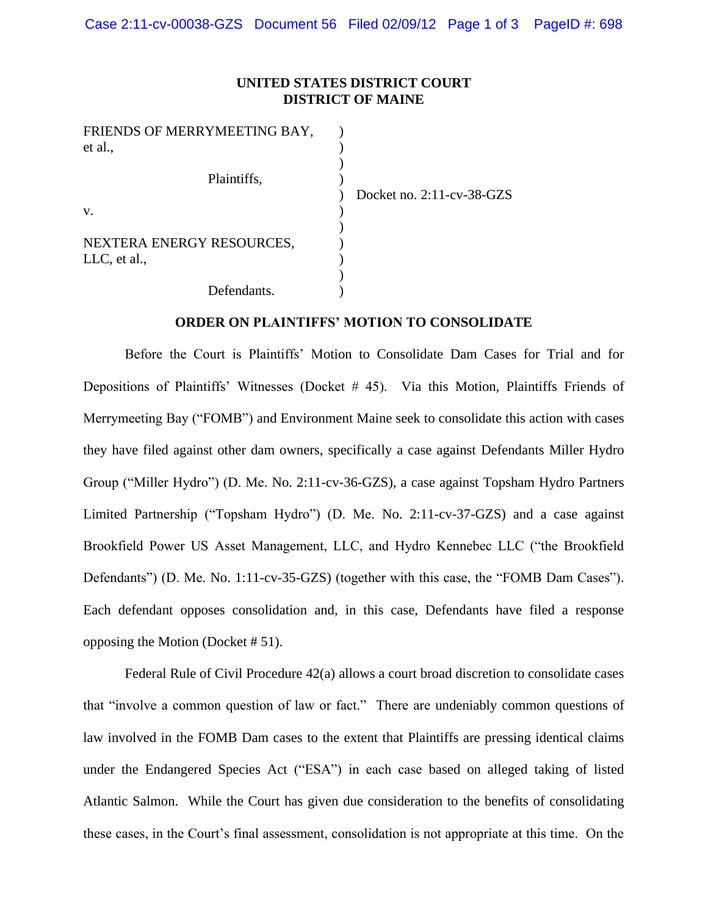**UNITED STATES DISTRICT COURT**
**DISTRICT OF MAINE**

| | | |
|---|---|---|
| FRIENDS OF MERRYMEETING BAY, et al., | ) | |
| | ) | |
| Plaintiffs, | ) | |
| | ) | Docket no. 2:11-cv-38-GZS |
| v. | ) | |
| | ) | |
| NEXTERA ENERGY RESOURCES, LLC, et al., | ) | |
| | ) | |
| Defendants. | ) | |

**ORDER ON PLAINTIFFS' MOTION TO CONSOLIDATE**

Before the Court is Plaintiffs' Motion to Consolidate Dam Cases for Trial and for Depositions of Plaintiffs' Witnesses (Docket # 45). Via this Motion, Plaintiffs Friends of Merrymeeting Bay ("FOMB") and Environment Maine seek to consolidate this action with cases they have filed against other dam owners, specifically a case against Defendants Miller Hydro Group ("Miller Hydro") (D. Me. No. 2:11-cv-36-GZS), a case against Topsham Hydro Partners Limited Partnership ("Topsham Hydro") (D. Me. No. 2:11-cv-37-GZS) and a case against Brookfield Power US Asset Management, LLC, and Hydro Kennebec LLC ("the Brookfield Defendants") (D. Me. No. 1:11-cv-35-GZS) (together with this case, the "FOMB Dam Cases"). Each defendant opposes consolidation and, in this case, Defendants have filed a response opposing the Motion (Docket # 51).

Federal Rule of Civil Procedure 42(a) allows a court broad discretion to consolidate cases that "involve a common question of law or fact." There are undeniably common questions of law involved in the FOMB Dam cases to the extent that Plaintiffs are pressing identical claims under the Endangered Species Act ("ESA") in each case based on alleged taking of listed Atlantic Salmon. While the Court has given due consideration to the benefits of consolidating these cases, in the Court's final assessment, consolidation is not appropriate at this time. On the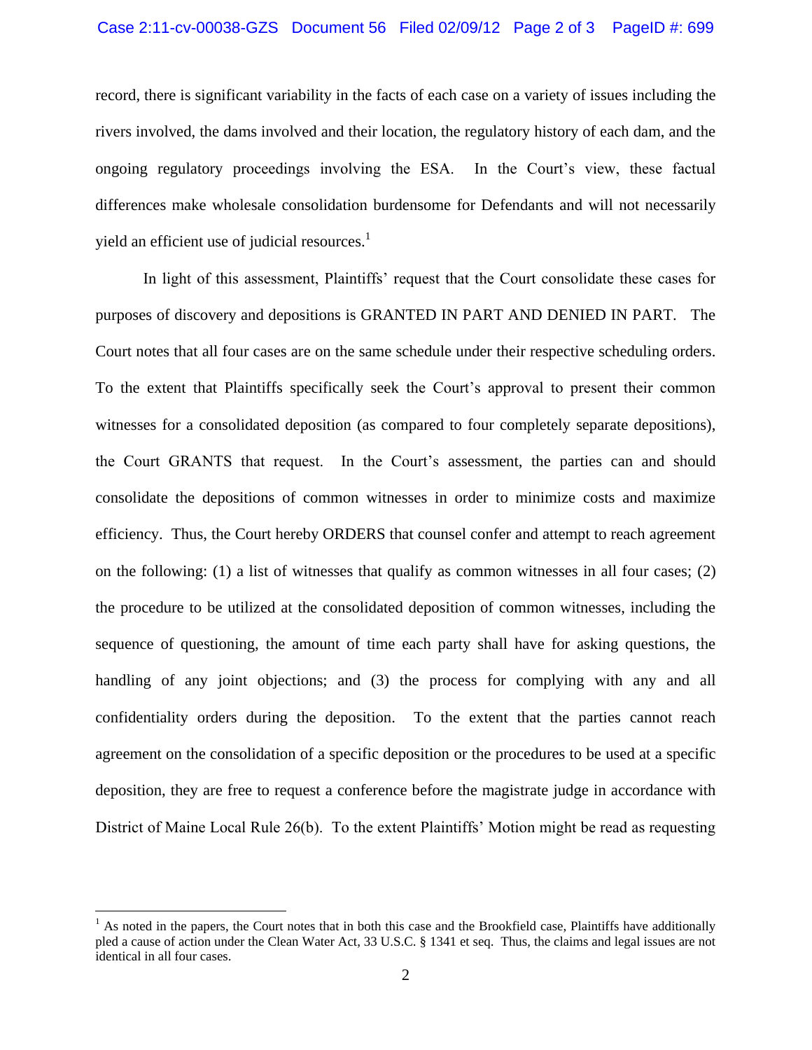record, there is significant variability in the facts of each case on a variety of issues including the rivers involved, the dams involved and their location, the regulatory history of each dam, and the ongoing regulatory proceedings involving the ESA. In the Court's view, these factual differences make wholesale consolidation burdensome for Defendants and will not necessarily yield an efficient use of judicial resources.[1]

In light of this assessment, Plaintiffs' request that the Court consolidate these cases for purposes of discovery and depositions is GRANTED IN PART AND DENIED IN PART. The Court notes that all four cases are on the same schedule under their respective scheduling orders. To the extent that Plaintiffs specifically seek the Court's approval to present their common witnesses for a consolidated deposition (as compared to four completely separate depositions), the Court GRANTS that request. In the Court's assessment, the parties can and should consolidate the depositions of common witnesses in order to minimize costs and maximize efficiency. Thus, the Court hereby ORDERS that counsel confer and attempt to reach agreement on the following: (1) a list of witnesses that qualify as common witnesses in all four cases; (2) the procedure to be utilized at the consolidated deposition of common witnesses, including the sequence of questioning, the amount of time each party shall have for asking questions, the handling of any joint objections; and (3) the process for complying with any and all confidentiality orders during the deposition. To the extent that the parties cannot reach agreement on the consolidation of a specific deposition or the procedures to be used at a specific deposition, they are free to request a conference before the magistrate judge in accordance with District of Maine Local Rule 26(b). To the extent Plaintiffs' Motion might be read as requesting

[1] As noted in the papers, the Court notes that in both this case and the Brookfield case, Plaintiffs have additionally pled a cause of action under the Clean Water Act, 33 U.S.C. § 1341 et seq. Thus, the claims and legal issues are not identical in all four cases.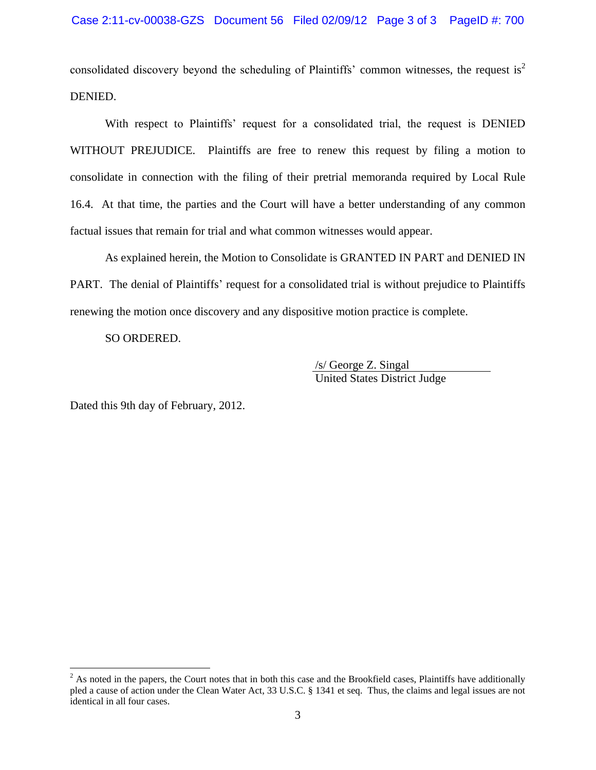consolidated discovery beyond the scheduling of Plaintiffs' common witnesses, the request is[2] DENIED.

With respect to Plaintiffs' request for a consolidated trial, the request is DENIED WITHOUT PREJUDICE. Plaintiffs are free to renew this request by filing a motion to consolidate in connection with the filing of their pretrial memoranda required by Local Rule 16.4. At that time, the parties and the Court will have a better understanding of any common factual issues that remain for trial and what common witnesses would appear.

As explained herein, the Motion to Consolidate is GRANTED IN PART and DENIED IN PART. The denial of Plaintiffs' request for a consolidated trial is without prejudice to Plaintiffs renewing the motion once discovery and any dispositive motion practice is complete.

SO ORDERED.

/s/ George Z. Singal
United States District Judge

Dated this 9th day of February, 2012.

[2] As noted in the papers, the Court notes that in both this case and the Brookfield cases, Plaintiffs have additionally pled a cause of action under the Clean Water Act, 33 U.S.C. § 1341 et seq. Thus, the claims and legal issues are not identical in all four cases.